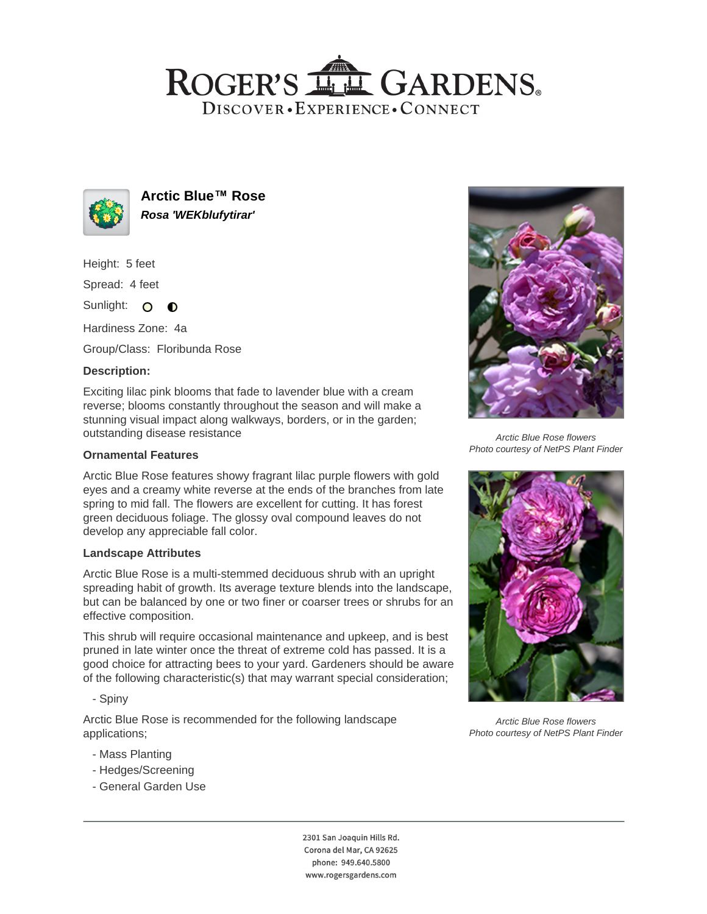# Arctic Blue™ Rose

***Rosa 'WEKblufytirar'***

Height: 5 feet

Spread: 4 feet

Sunlight: ○ ◐

Hardiness Zone: 4a

Group/Class: Floribunda Rose

### Description:

Exciting lilac pink blooms that fade to lavender blue with a cream reverse; blooms constantly throughout the season and will make a stunning visual impact along walkways, borders, or in the garden; outstanding disease resistance

### Ornamental Features

Arctic Blue Rose features showy fragrant lilac purple flowers with gold eyes and a creamy white reverse at the ends of the branches from late spring to mid fall. The flowers are excellent for cutting. It has forest green deciduous foliage. The glossy oval compound leaves do not develop any appreciable fall color.

### Landscape Attributes

Arctic Blue Rose is a multi-stemmed deciduous shrub with an upright spreading habit of growth. Its average texture blends into the landscape, but can be balanced by one or two finer or coarser trees or shrubs for an effective composition.

This shrub will require occasional maintenance and upkeep, and is best pruned in late winter once the threat of extreme cold has passed. It is a good choice for attracting bees to your yard. Gardeners should be aware of the following characteristic(s) that may warrant special consideration;

- Spiny

Arctic Blue Rose is recommended for the following landscape applications;

- Mass Planting
- Hedges/Screening
- General Garden Use

*Arctic Blue Rose flowers*
*Photo courtesy of NetPS Plant Finder*

*Arctic Blue Rose flowers*
*Photo courtesy of NetPS Plant Finder*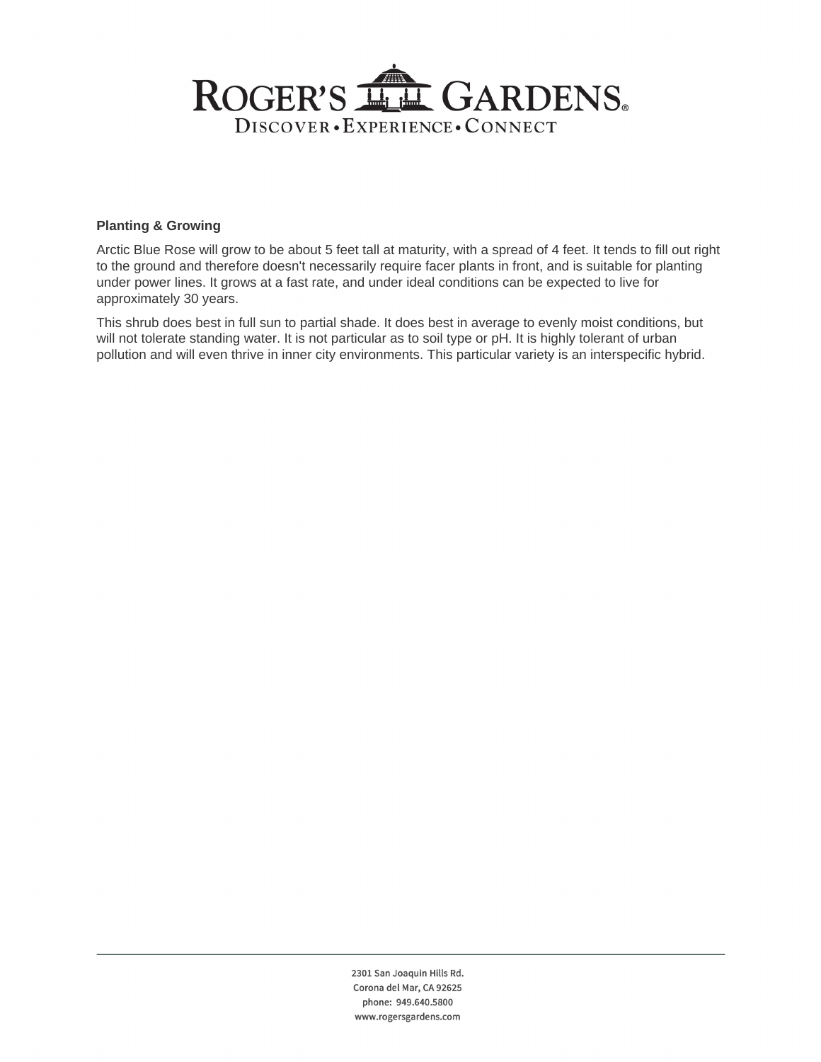### Planting & Growing

Arctic Blue Rose will grow to be about 5 feet tall at maturity, with a spread of 4 feet. It tends to fill out right to the ground and therefore doesn't necessarily require facer plants in front, and is suitable for planting under power lines. It grows at a fast rate, and under ideal conditions can be expected to live for approximately 30 years.

This shrub does best in full sun to partial shade. It does best in average to evenly moist conditions, but will not tolerate standing water. It is not particular as to soil type or pH. It is highly tolerant of urban pollution and will even thrive in inner city environments. This particular variety is an interspecific hybrid.